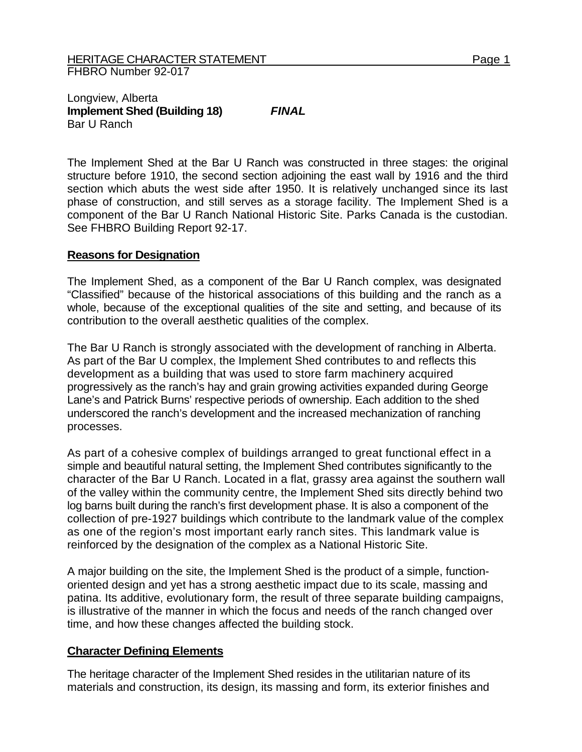HERITAGE CHARACTER STATEMENT

FHBRO Number 92-017

Longview, Alberta
**Implement Shed (Building 18)** ***FINAL***
Bar U Ranch

The Implement Shed at the Bar U Ranch was constructed in three stages: the original structure before 1910, the second section adjoining the east wall by 1916 and the third section which abuts the west side after 1950. It is relatively unchanged since its last phase of construction, and still serves as a storage facility. The Implement Shed is a component of the Bar U Ranch National Historic Site. Parks Canada is the custodian. See FHBRO Building Report 92-17.

## Reasons for Designation

The Implement Shed, as a component of the Bar U Ranch complex, was designated "Classified" because of the historical associations of this building and the ranch as a whole, because of the exceptional qualities of the site and setting, and because of its contribution to the overall aesthetic qualities of the complex.

The Bar U Ranch is strongly associated with the development of ranching in Alberta. As part of the Bar U complex, the Implement Shed contributes to and reflects this development as a building that was used to store farm machinery acquired progressively as the ranch's hay and grain growing activities expanded during George Lane's and Patrick Burns' respective periods of ownership. Each addition to the shed underscored the ranch's development and the increased mechanization of ranching processes.

As part of a cohesive complex of buildings arranged to great functional effect in a simple and beautiful natural setting, the Implement Shed contributes significantly to the character of the Bar U Ranch. Located in a flat, grassy area against the southern wall of the valley within the community centre, the Implement Shed sits directly behind two log barns built during the ranch's first development phase. It is also a component of the collection of pre-1927 buildings which contribute to the landmark value of the complex as one of the region's most important early ranch sites. This landmark value is reinforced by the designation of the complex as a National Historic Site.

A major building on the site, the Implement Shed is the product of a simple, function-oriented design and yet has a strong aesthetic impact due to its scale, massing and patina. Its additive, evolutionary form, the result of three separate building campaigns, is illustrative of the manner in which the focus and needs of the ranch changed over time, and how these changes affected the building stock.

## Character Defining Elements

The heritage character of the Implement Shed resides in the utilitarian nature of its materials and construction, its design, its massing and form, its exterior finishes and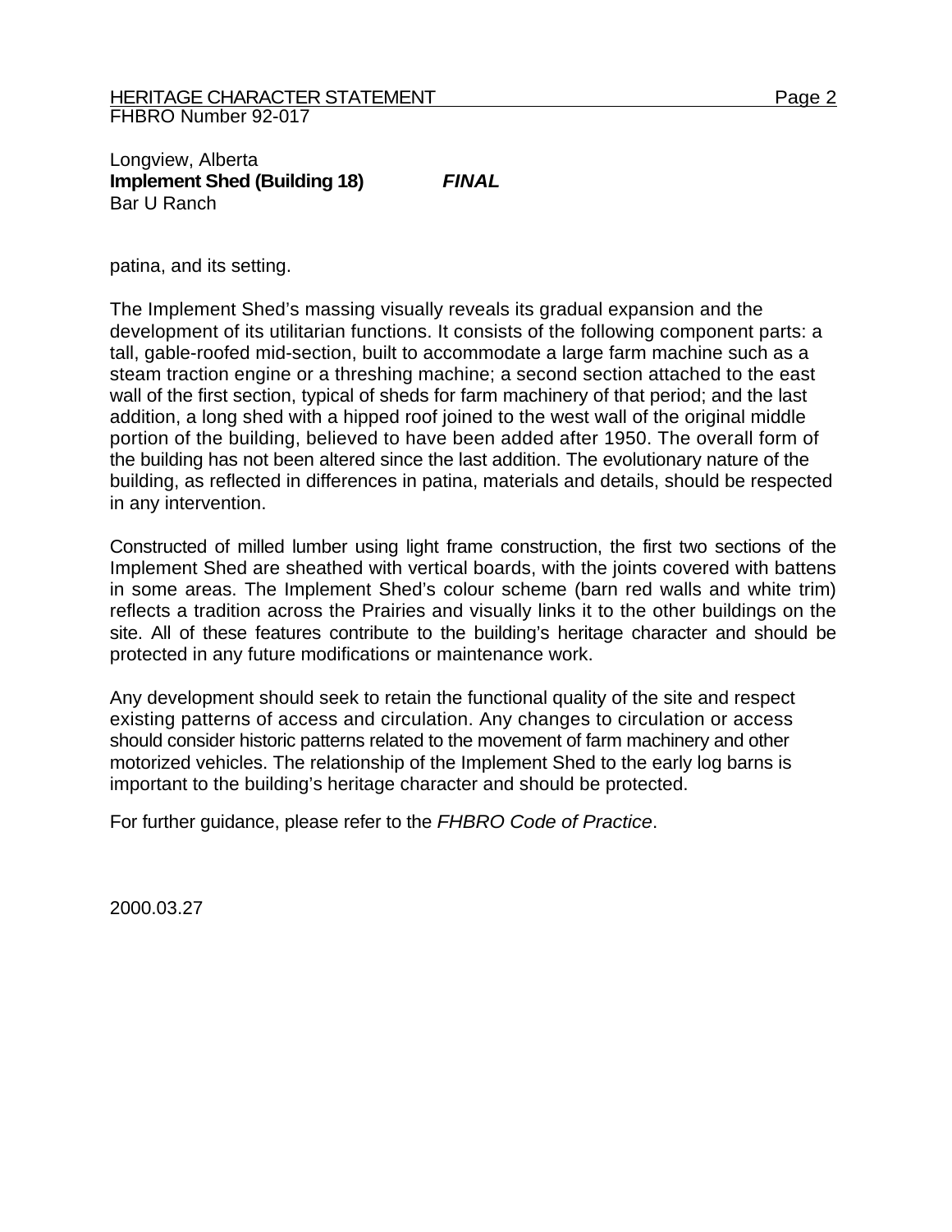patina, and its setting.

The Implement Shed's massing visually reveals its gradual expansion and the development of its utilitarian functions. It consists of the following component parts: a tall, gable-roofed mid-section, built to accommodate a large farm machine such as a steam traction engine or a threshing machine; a second section attached to the east wall of the first section, typical of sheds for farm machinery of that period; and the last addition, a long shed with a hipped roof joined to the west wall of the original middle portion of the building, believed to have been added after 1950. The overall form of the building has not been altered since the last addition. The evolutionary nature of the building, as reflected in differences in patina, materials and details, should be respected in any intervention.

Constructed of milled lumber using light frame construction, the first two sections of the Implement Shed are sheathed with vertical boards, with the joints covered with battens in some areas. The Implement Shed's colour scheme (barn red walls and white trim) reflects a tradition across the Prairies and visually links it to the other buildings on the site. All of these features contribute to the building's heritage character and should be protected in any future modifications or maintenance work.

Any development should seek to retain the functional quality of the site and respect existing patterns of access and circulation. Any changes to circulation or access should consider historic patterns related to the movement of farm machinery and other motorized vehicles. The relationship of the Implement Shed to the early log barns is important to the building's heritage character and should be protected.

For further guidance, please refer to the *FHBRO Code of Practice*.

2000.03.27